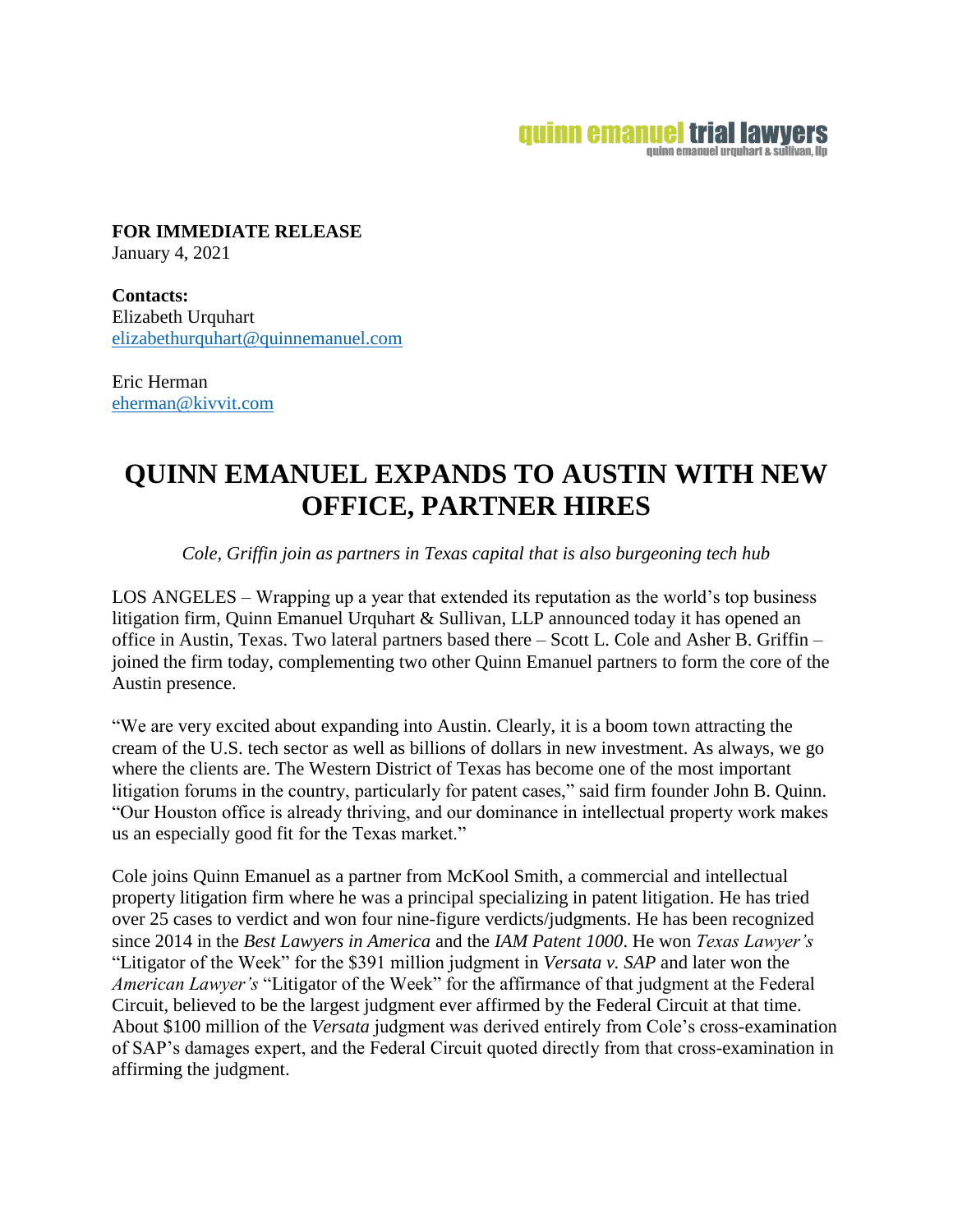quinn emanuel trial lawyers
quinn emanuel urquhart & sullivan, llp

**FOR IMMEDIATE RELEASE**
January 4, 2021

**Contacts:**
Elizabeth Urquhart
elizabethurquhart@quinnemanuel.com

Eric Herman
eherman@kivvit.com

# QUINN EMANUEL EXPANDS TO AUSTIN WITH NEW OFFICE, PARTNER HIRES

*Cole, Griffin join as partners in Texas capital that is also burgeoning tech hub*

LOS ANGELES – Wrapping up a year that extended its reputation as the world's top business litigation firm, Quinn Emanuel Urquhart & Sullivan, LLP announced today it has opened an office in Austin, Texas. Two lateral partners based there – Scott L. Cole and Asher B. Griffin – joined the firm today, complementing two other Quinn Emanuel partners to form the core of the Austin presence.

"We are very excited about expanding into Austin. Clearly, it is a boom town attracting the cream of the U.S. tech sector as well as billions of dollars in new investment. As always, we go where the clients are. The Western District of Texas has become one of the most important litigation forums in the country, particularly for patent cases," said firm founder John B. Quinn. "Our Houston office is already thriving, and our dominance in intellectual property work makes us an especially good fit for the Texas market."

Cole joins Quinn Emanuel as a partner from McKool Smith, a commercial and intellectual property litigation firm where he was a principal specializing in patent litigation. He has tried over 25 cases to verdict and won four nine-figure verdicts/judgments. He has been recognized since 2014 in the *Best Lawyers in America* and the *IAM Patent 1000*. He won *Texas Lawyer's* "Litigator of the Week" for the $391 million judgment in *Versata v. SAP* and later won the *American Lawyer's* "Litigator of the Week" for the affirmance of that judgment at the Federal Circuit, believed to be the largest judgment ever affirmed by the Federal Circuit at that time. About $100 million of the *Versata* judgment was derived entirely from Cole's cross-examination of SAP's damages expert, and the Federal Circuit quoted directly from that cross-examination in affirming the judgment.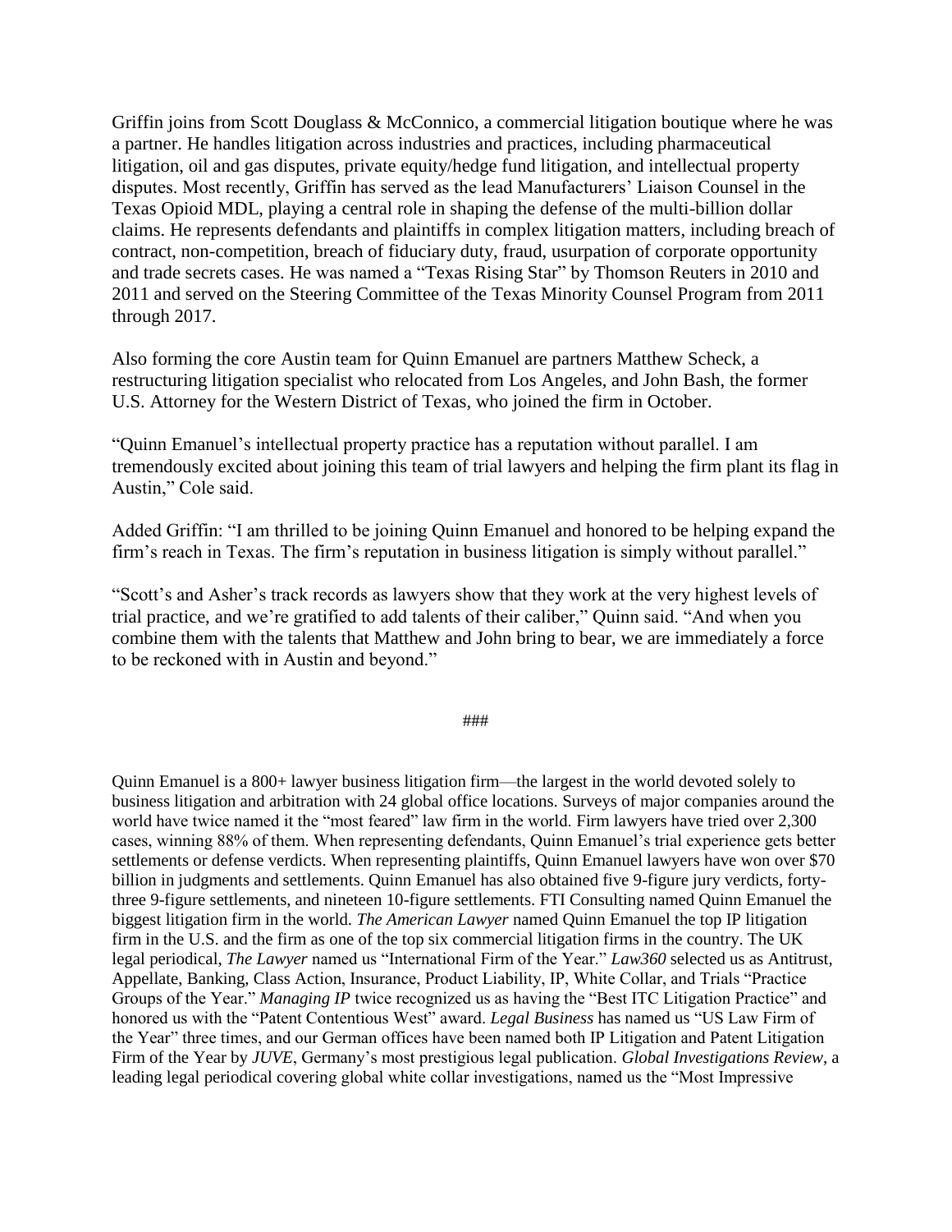Griffin joins from Scott Douglass & McConnico, a commercial litigation boutique where he was a partner. He handles litigation across industries and practices, including pharmaceutical litigation, oil and gas disputes, private equity/hedge fund litigation, and intellectual property disputes. Most recently, Griffin has served as the lead Manufacturers' Liaison Counsel in the Texas Opioid MDL, playing a central role in shaping the defense of the multi-billion dollar claims. He represents defendants and plaintiffs in complex litigation matters, including breach of contract, non-competition, breach of fiduciary duty, fraud, usurpation of corporate opportunity and trade secrets cases. He was named a "Texas Rising Star" by Thomson Reuters in 2010 and 2011 and served on the Steering Committee of the Texas Minority Counsel Program from 2011 through 2017.

Also forming the core Austin team for Quinn Emanuel are partners Matthew Scheck, a restructuring litigation specialist who relocated from Los Angeles, and John Bash, the former U.S. Attorney for the Western District of Texas, who joined the firm in October.

"Quinn Emanuel's intellectual property practice has a reputation without parallel. I am tremendously excited about joining this team of trial lawyers and helping the firm plant its flag in Austin," Cole said.

Added Griffin: "I am thrilled to be joining Quinn Emanuel and honored to be helping expand the firm's reach in Texas. The firm's reputation in business litigation is simply without parallel."

"Scott's and Asher's track records as lawyers show that they work at the very highest levels of trial practice, and we're gratified to add talents of their caliber," Quinn said. "And when you combine them with the talents that Matthew and John bring to bear, we are immediately a force to be reckoned with in Austin and beyond."

###

Quinn Emanuel is a 800+ lawyer business litigation firm—the largest in the world devoted solely to business litigation and arbitration with 24 global office locations. Surveys of major companies around the world have twice named it the "most feared" law firm in the world. Firm lawyers have tried over 2,300 cases, winning 88% of them. When representing defendants, Quinn Emanuel's trial experience gets better settlements or defense verdicts. When representing plaintiffs, Quinn Emanuel lawyers have won over $70 billion in judgments and settlements. Quinn Emanuel has also obtained five 9-figure jury verdicts, forty-three 9-figure settlements, and nineteen 10-figure settlements. FTI Consulting named Quinn Emanuel the biggest litigation firm in the world. *The American Lawyer* named Quinn Emanuel the top IP litigation firm in the U.S. and the firm as one of the top six commercial litigation firms in the country. The UK legal periodical, *The Lawyer* named us "International Firm of the Year." *Law360* selected us as Antitrust, Appellate, Banking, Class Action, Insurance, Product Liability, IP, White Collar, and Trials "Practice Groups of the Year." *Managing IP* twice recognized us as having the "Best ITC Litigation Practice" and honored us with the "Patent Contentious West" award. *Legal Business* has named us "US Law Firm of the Year" three times, and our German offices have been named both IP Litigation and Patent Litigation Firm of the Year by *JUVE*, Germany's most prestigious legal publication. *Global Investigations Review*, a leading legal periodical covering global white collar investigations, named us the "Most Impressive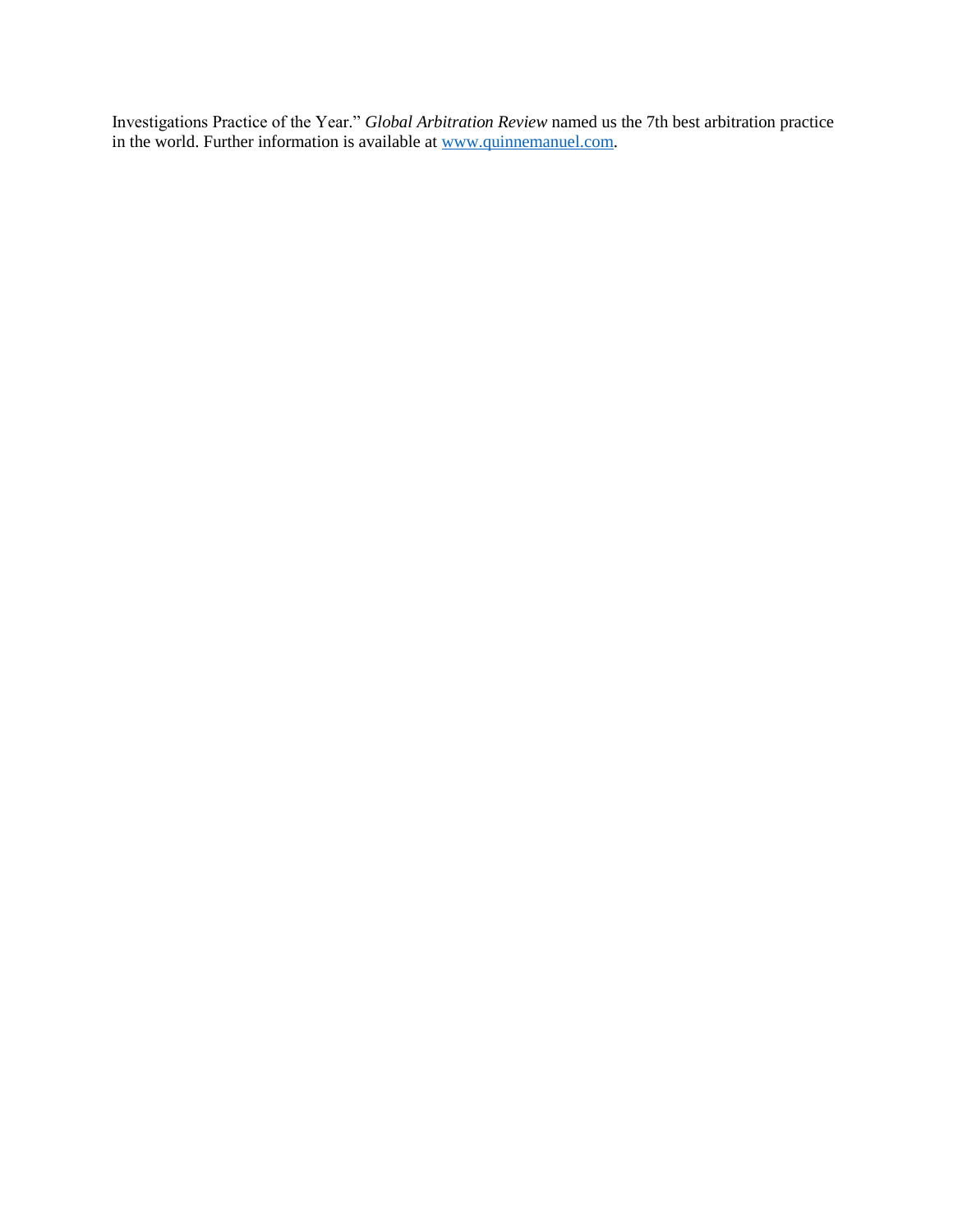Investigations Practice of the Year." *Global Arbitration Review* named us the 7th best arbitration practice in the world. Further information is available at [www.quinnemanuel.com](www.quinnemanuel.com).